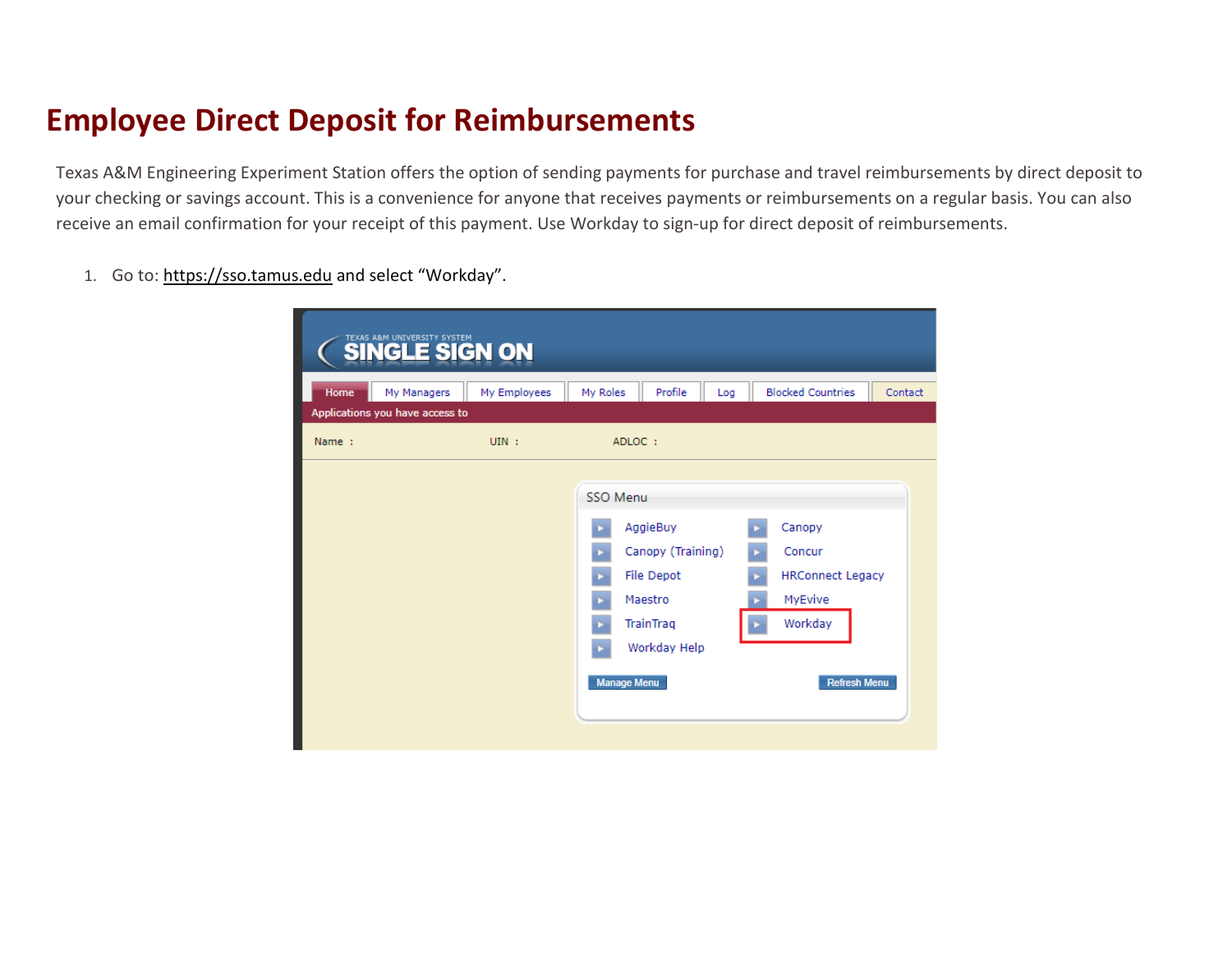# Employee Direct Deposit for Reimbursements

Texas A&M Engineering Experiment Station offers the option of sending payments for purchase and travel reimbursements by direct deposit to your checking or savings account. This is a convenience for anyone that receives payments or reimbursements on a regular basis. You can also receive an email confirmation for your receipt of this payment. Use Workday to sign-up for direct deposit of reimbursements.

1. Go to: https://sso.tamus.edu and select "Workday".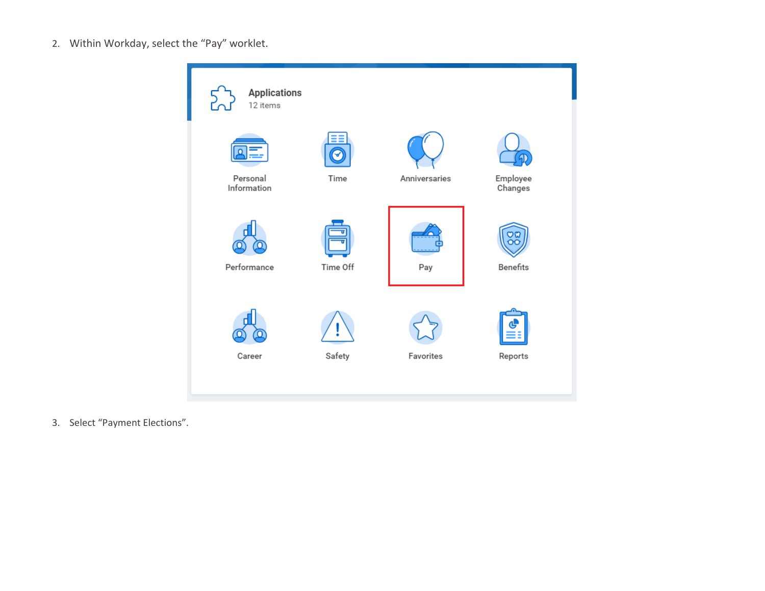2. Within Workday, select the “Pay” worklet.

3. Select “Payment Elections”.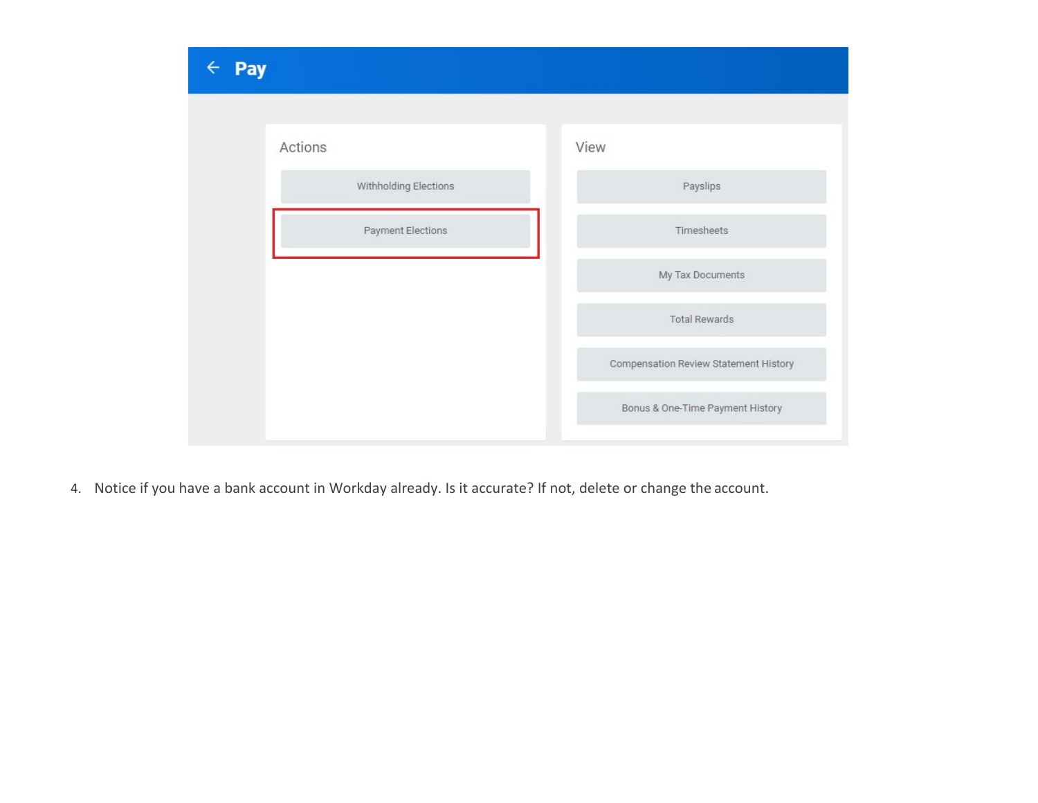4. Notice if you have a bank account in Workday already. Is it accurate? If not, delete or change the account.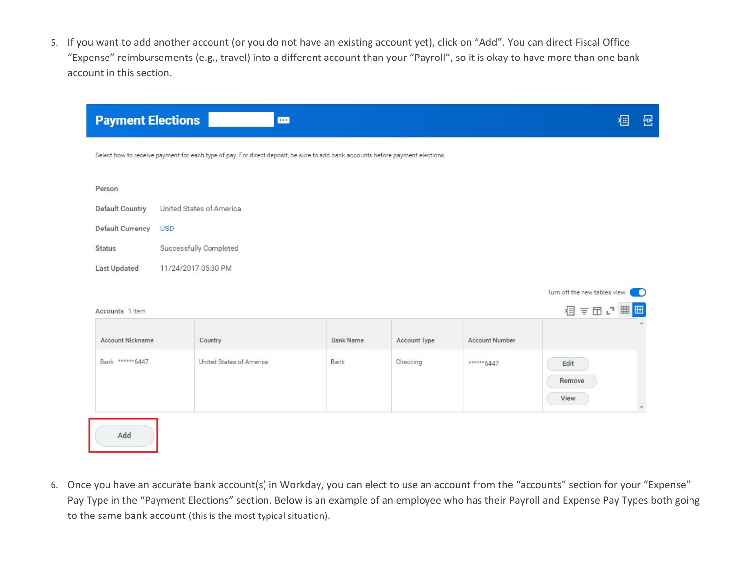5. If you want to add another account (or you do not have an existing account yet), click on "Add". You can direct Fiscal Office "Expense" reimbursements (e.g., travel) into a different account than your "Payroll", so it is okay to have more than one bank account in this section.

**Payment Elections**

Select how to receive payment for each type of pay. For direct deposit, be sure to add bank accounts before payment elections.

| | |
|---|---|
| Person | |
| Default Country | United States of America |
| Default Currency | USD |
| Status | Successfully Completed |
| Last Updated | 11/24/2017 05:30 PM |

Turn off the new tables view

Accounts 1 item

| Account Nickname | Country | Bank Name | Account Type | Account Number | |
|---|---|---|---|---|---|
| Bank ******6447 | United States of America | Bank | Checking | ******6447 | Edit Remove View |

Add

6. Once you have an accurate bank account(s) in Workday, you can elect to use an account from the "accounts" section for your "Expense" Pay Type in the "Payment Elections" section. Below is an example of an employee who has their Payroll and Expense Pay Types both going to the same bank account (this is the most typical situation).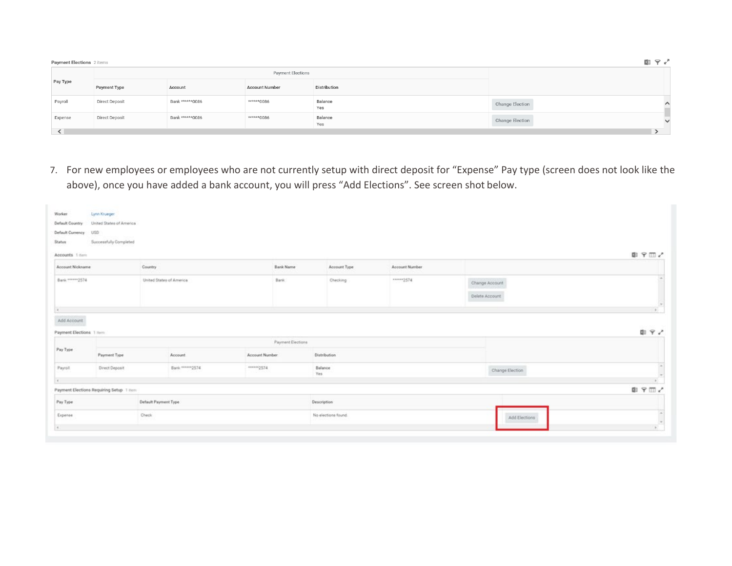**Payment Elections** 2 items

| Pay Type | Payment Elections | | | | |
|---|---|---|---|---|---|
| | Payment Type | Account | Account Number | Distribution | |
| Payroll | Direct Deposit | Bank ******0086 | ******0086 | Balance Yes | Change Election |
| Expense | Direct Deposit | Bank ******0086 | ******0086 | Balance Yes | Change Election |

7. For new employees or employees who are not currently setup with direct deposit for "Expense" Pay type (screen does not look like the above), once you have added a bank account, you will press "Add Elections". See screen shot below.

Worker: Lynn Krueger
Default Country: United States of America
Default Currency: USD
Status: Successfully Completed

**Accounts** 1 item

| Account Nickname | Country | Bank Name | Account Type | Account Number | |
|---|---|---|---|---|---|
| Bank ******2574 | United States of America | Bank | Checking | ******2574 | Change Account Delete Account |

Add Account

**Payment Elections** 1 item

| Pay Type | Payment Elections | | | | |
|---|---|---|---|---|---|
| | Payment Type | Account | Account Number | Distribution | |
| Payroll | Direct Deposit | Bank ******2574 | ******2574 | Balance Yes | Change Election |

**Payment Elections Requiring Setup** 1 item

| Pay Type | Default Payment Type | Description | |
|---|---|---|---|
| Expense | Check | No elections found. | Add Elections |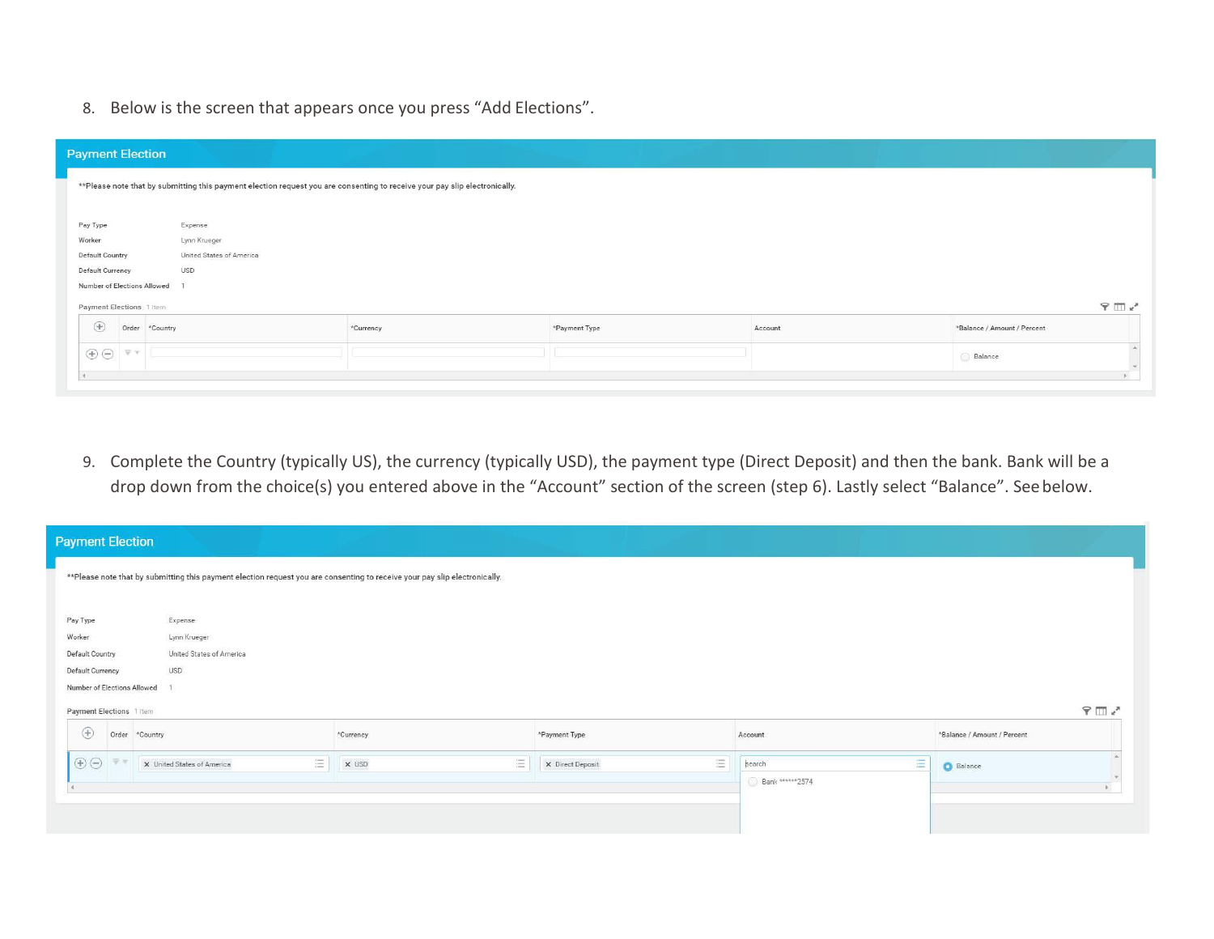8. Below is the screen that appears once you press "Add Elections".

**Payment Election**

**Please note that by submitting this payment election request you are consenting to receive your pay slip electronically.

| | |
|---|---|
| Pay Type | Expense |
| Worker | Lynn Krueger |
| Default Country | United States of America |
| Default Currency | USD |
| Number of Elections Allowed | 1 |

Payment Elections 1 item

| Order | *Country | *Currency | *Payment Type | Account | *Balance / Amount / Percent |
|---|---|---|---|---|---|
| | | | | | Balance |

9. Complete the Country (typically US), the currency (typically USD), the payment type (Direct Deposit) and then the bank. Bank will be a drop down from the choice(s) you entered above in the "Account" section of the screen (step 6). Lastly select "Balance". See below.

**Payment Election**

**Please note that by submitting this payment election request you are consenting to receive your pay slip electronically.

| | |
|---|---|
| Pay Type | Expense |
| Worker | Lynn Krueger |
| Default Country | United States of America |
| Default Currency | USD |
| Number of Elections Allowed | 1 |

Payment Elections 1 item

| Order | *Country | *Currency | *Payment Type | Account | *Balance / Amount / Percent |
|---|---|---|---|---|---|
| | United States of America | USD | Direct Deposit | search<br>Bank ******2574 | Balance |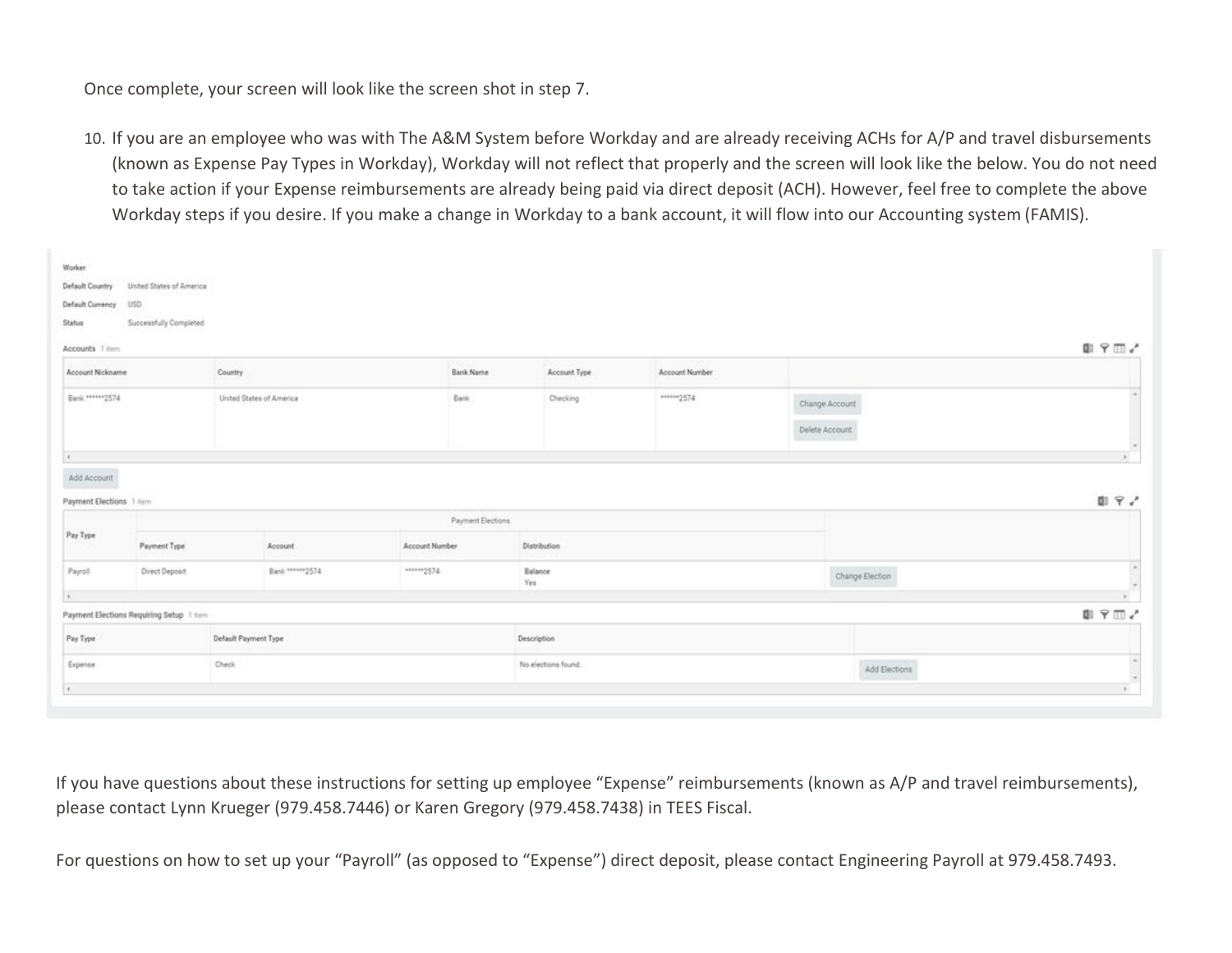Once complete, your screen will look like the screen shot in step 7.

10. If you are an employee who was with The A&M System before Workday and are already receiving ACHs for A/P and travel disbursements (known as Expense Pay Types in Workday), Workday will not reflect that properly and the screen will look like the below. You do not need to take action if your Expense reimbursements are already being paid via direct deposit (ACH). However, feel free to complete the above Workday steps if you desire. If you make a change in Workday to a bank account, it will flow into our Accounting system (FAMIS).

Worker

Default Country United States of America

Default Currency USD

Status Successfully Completed

Accounts 1 item

| Account Nickname | Country | Bank Name | Account Type | Account Number | |
|---|---|---|---|---|---|
| Bank ******2574 | United States of America | Bank | Checking | ******2574 | Change Account Delete Account |

Add Account

Payment Elections 1 item

| Pay Type | Payment Elections | | | | |
|---|---|---|---|---|---|
| | Payment Type | Account | Account Number | Distribution | |
| Payroll | Direct Deposit | Bank ******2574 | ******2574 | Balance Yes | Change Election |

Payment Elections Requiring Setup 1 item

| Pay Type | Default Payment Type | Description | |
|---|---|---|---|
| Expense | Check | No elections found. | Add Elections |

If you have questions about these instructions for setting up employee "Expense" reimbursements (known as A/P and travel reimbursements), please contact Lynn Krueger (979.458.7446) or Karen Gregory (979.458.7438) in TEES Fiscal.

For questions on how to set up your "Payroll" (as opposed to "Expense") direct deposit, please contact Engineering Payroll at 979.458.7493.